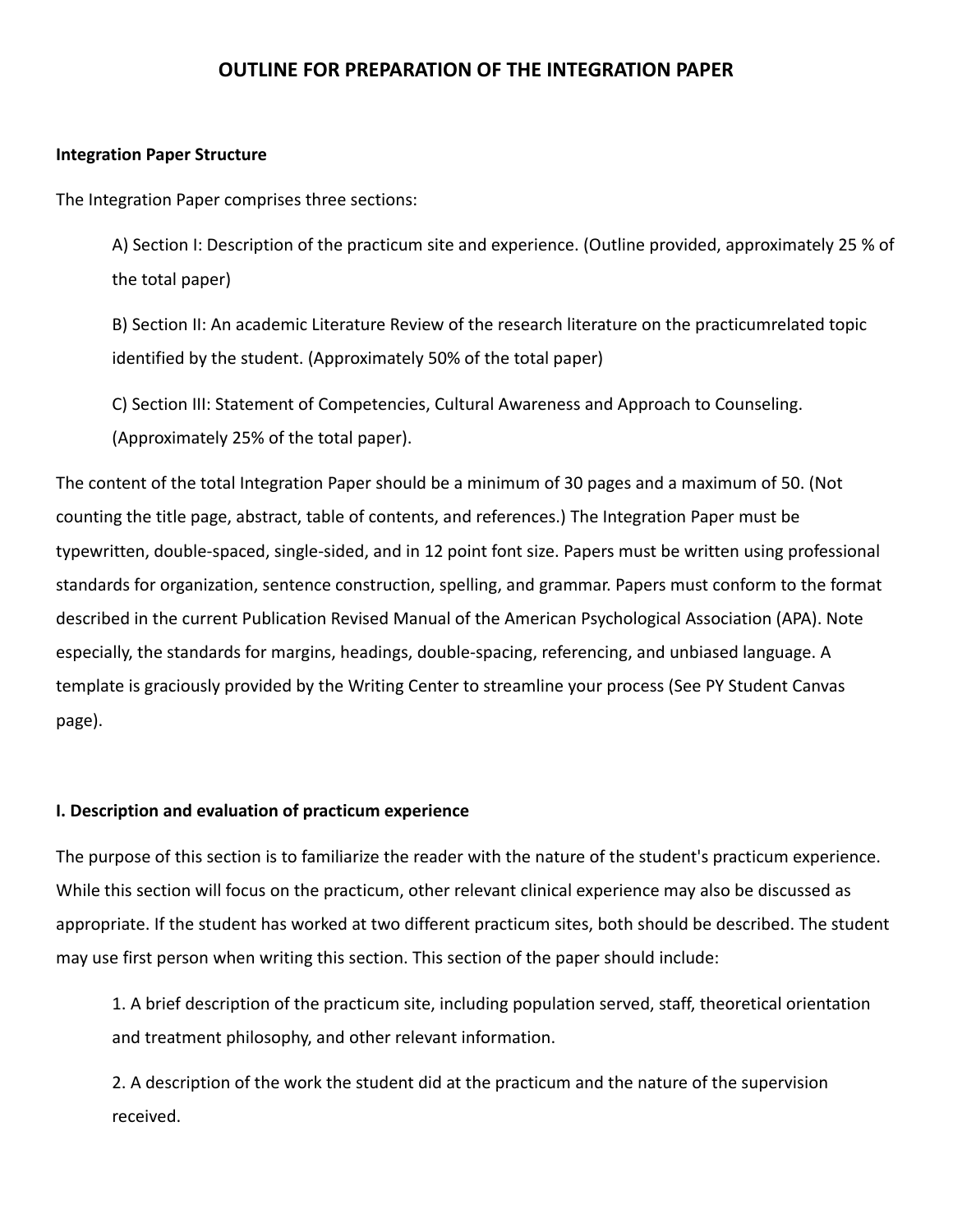# OUTLINE FOR PREPARATION OF THE INTEGRATION PAPER

**Integration Paper Structure**

The Integration Paper comprises three sections:

A) Section I: Description of the practicum site and experience. (Outline provided, approximately 25 % of the total paper)

B) Section II: An academic Literature Review of the research literature on the practicumrelated topic identified by the student. (Approximately 50% of the total paper)

C) Section III: Statement of Competencies, Cultural Awareness and Approach to Counseling. (Approximately 25% of the total paper).

The content of the total Integration Paper should be a minimum of 30 pages and a maximum of 50. (Not counting the title page, abstract, table of contents, and references.) The Integration Paper must be typewritten, double-spaced, single-sided, and in 12 point font size. Papers must be written using professional standards for organization, sentence construction, spelling, and grammar. Papers must conform to the format described in the current Publication Revised Manual of the American Psychological Association (APA). Note especially, the standards for margins, headings, double-spacing, referencing, and unbiased language. A template is graciously provided by the Writing Center to streamline your process (See PY Student Canvas page).

**I. Description and evaluation of practicum experience**

The purpose of this section is to familiarize the reader with the nature of the student's practicum experience. While this section will focus on the practicum, other relevant clinical experience may also be discussed as appropriate. If the student has worked at two different practicum sites, both should be described. The student may use first person when writing this section. This section of the paper should include:

1. A brief description of the practicum site, including population served, staff, theoretical orientation and treatment philosophy, and other relevant information.

2. A description of the work the student did at the practicum and the nature of the supervision received.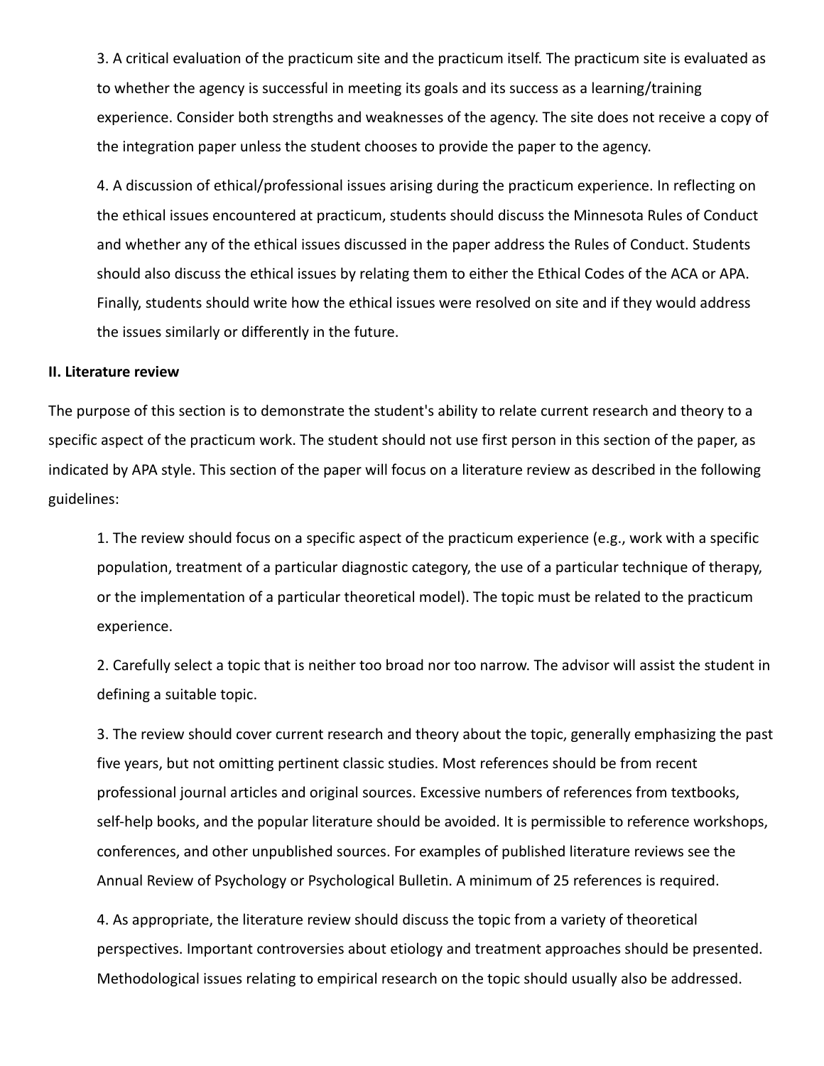3. A critical evaluation of the practicum site and the practicum itself. The practicum site is evaluated as to whether the agency is successful in meeting its goals and its success as a learning/training experience. Consider both strengths and weaknesses of the agency. The site does not receive a copy of the integration paper unless the student chooses to provide the paper to the agency.

4. A discussion of ethical/professional issues arising during the practicum experience. In reflecting on the ethical issues encountered at practicum, students should discuss the Minnesota Rules of Conduct and whether any of the ethical issues discussed in the paper address the Rules of Conduct. Students should also discuss the ethical issues by relating them to either the Ethical Codes of the ACA or APA. Finally, students should write how the ethical issues were resolved on site and if they would address the issues similarly or differently in the future.

**II. Literature review**

The purpose of this section is to demonstrate the student's ability to relate current research and theory to a specific aspect of the practicum work. The student should not use first person in this section of the paper, as indicated by APA style. This section of the paper will focus on a literature review as described in the following guidelines:

1. The review should focus on a specific aspect of the practicum experience (e.g., work with a specific population, treatment of a particular diagnostic category, the use of a particular technique of therapy, or the implementation of a particular theoretical model). The topic must be related to the practicum experience.

2. Carefully select a topic that is neither too broad nor too narrow. The advisor will assist the student in defining a suitable topic.

3. The review should cover current research and theory about the topic, generally emphasizing the past five years, but not omitting pertinent classic studies. Most references should be from recent professional journal articles and original sources. Excessive numbers of references from textbooks, self-help books, and the popular literature should be avoided. It is permissible to reference workshops, conferences, and other unpublished sources. For examples of published literature reviews see the Annual Review of Psychology or Psychological Bulletin. A minimum of 25 references is required.

4. As appropriate, the literature review should discuss the topic from a variety of theoretical perspectives. Important controversies about etiology and treatment approaches should be presented. Methodological issues relating to empirical research on the topic should usually also be addressed.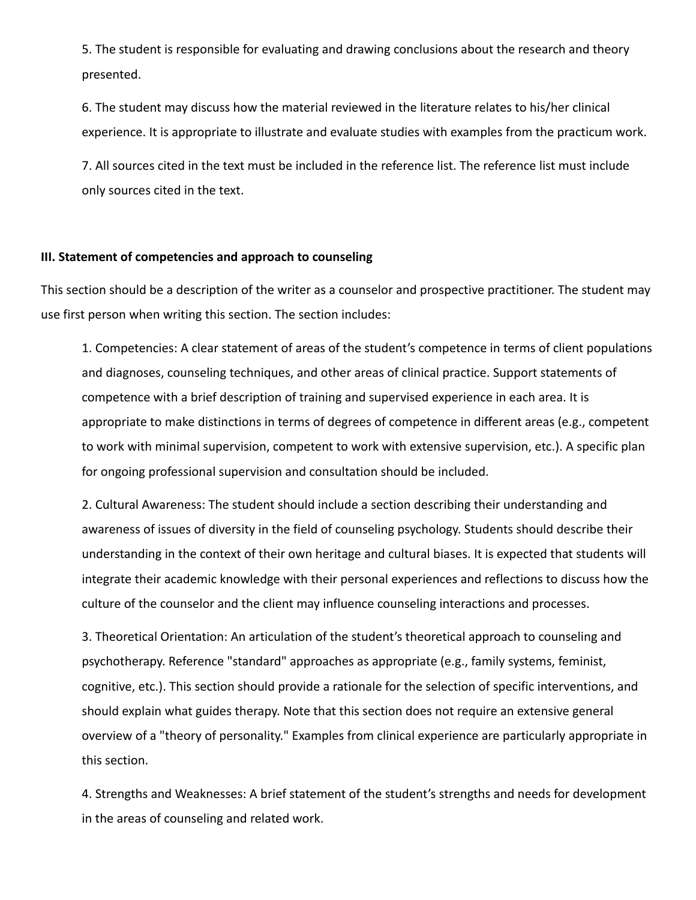5. The student is responsible for evaluating and drawing conclusions about the research and theory presented.

6. The student may discuss how the material reviewed in the literature relates to his/her clinical experience. It is appropriate to illustrate and evaluate studies with examples from the practicum work.

7. All sources cited in the text must be included in the reference list. The reference list must include only sources cited in the text.

**III. Statement of competencies and approach to counseling**

This section should be a description of the writer as a counselor and prospective practitioner. The student may use first person when writing this section. The section includes:

1. Competencies: A clear statement of areas of the student's competence in terms of client populations and diagnoses, counseling techniques, and other areas of clinical practice. Support statements of competence with a brief description of training and supervised experience in each area. It is appropriate to make distinctions in terms of degrees of competence in different areas (e.g., competent to work with minimal supervision, competent to work with extensive supervision, etc.). A specific plan for ongoing professional supervision and consultation should be included.

2. Cultural Awareness: The student should include a section describing their understanding and awareness of issues of diversity in the field of counseling psychology. Students should describe their understanding in the context of their own heritage and cultural biases. It is expected that students will integrate their academic knowledge with their personal experiences and reflections to discuss how the culture of the counselor and the client may influence counseling interactions and processes.

3. Theoretical Orientation: An articulation of the student's theoretical approach to counseling and psychotherapy. Reference "standard" approaches as appropriate (e.g., family systems, feminist, cognitive, etc.). This section should provide a rationale for the selection of specific interventions, and should explain what guides therapy. Note that this section does not require an extensive general overview of a "theory of personality." Examples from clinical experience are particularly appropriate in this section.

4. Strengths and Weaknesses: A brief statement of the student's strengths and needs for development in the areas of counseling and related work.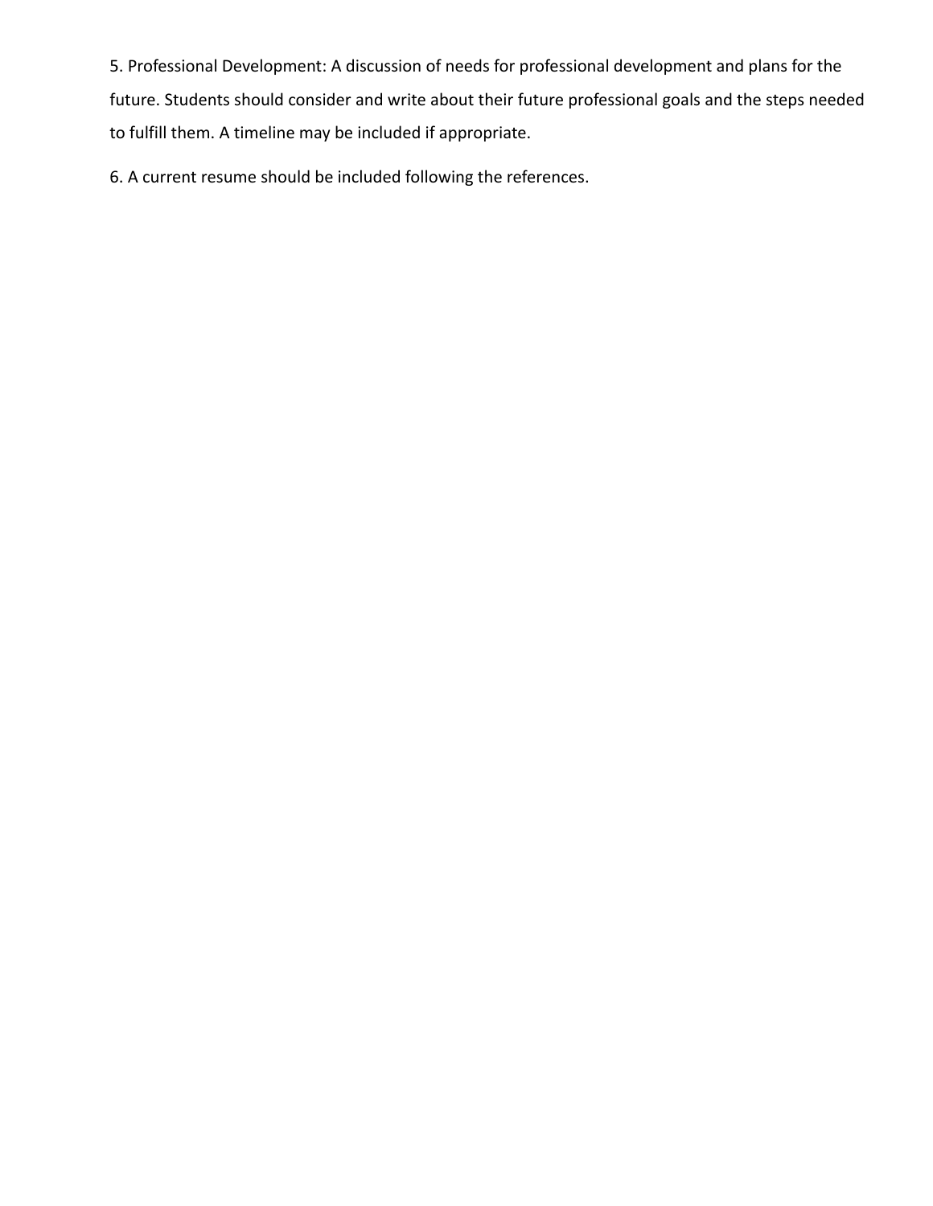5. Professional Development: A discussion of needs for professional development and plans for the future. Students should consider and write about their future professional goals and the steps needed to fulfill them. A timeline may be included if appropriate.

6. A current resume should be included following the references.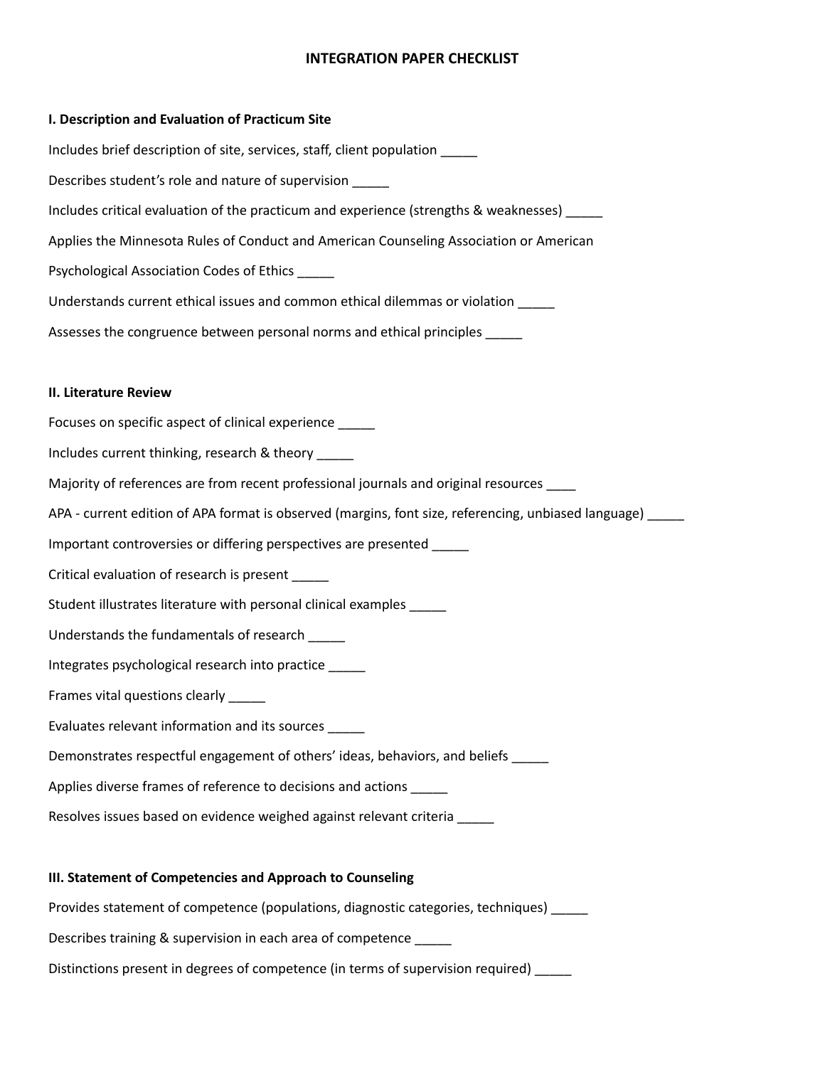# INTEGRATION PAPER CHECKLIST

**I. Description and Evaluation of Practicum Site**

Includes brief description of site, services, staff, client population _____

Describes student's role and nature of supervision _____

Includes critical evaluation of the practicum and experience (strengths & weaknesses) _____

Applies the Minnesota Rules of Conduct and American Counseling Association or American Psychological Association Codes of Ethics _____

Understands current ethical issues and common ethical dilemmas or violation _____

Assesses the congruence between personal norms and ethical principles _____

**II. Literature Review**

Focuses on specific aspect of clinical experience _____

Includes current thinking, research & theory _____

Majority of references are from recent professional journals and original resources ____

APA - current edition of APA format is observed (margins, font size, referencing, unbiased language) _____

Important controversies or differing perspectives are presented _____

Critical evaluation of research is present _____

Student illustrates literature with personal clinical examples _____

Understands the fundamentals of research _____

Integrates psychological research into practice _____

Frames vital questions clearly _____

Evaluates relevant information and its sources _____

Demonstrates respectful engagement of others' ideas, behaviors, and beliefs _____

Applies diverse frames of reference to decisions and actions _____

Resolves issues based on evidence weighed against relevant criteria _____

**III. Statement of Competencies and Approach to Counseling**

Provides statement of competence (populations, diagnostic categories, techniques) _____

Describes training & supervision in each area of competence _____

Distinctions present in degrees of competence (in terms of supervision required) _____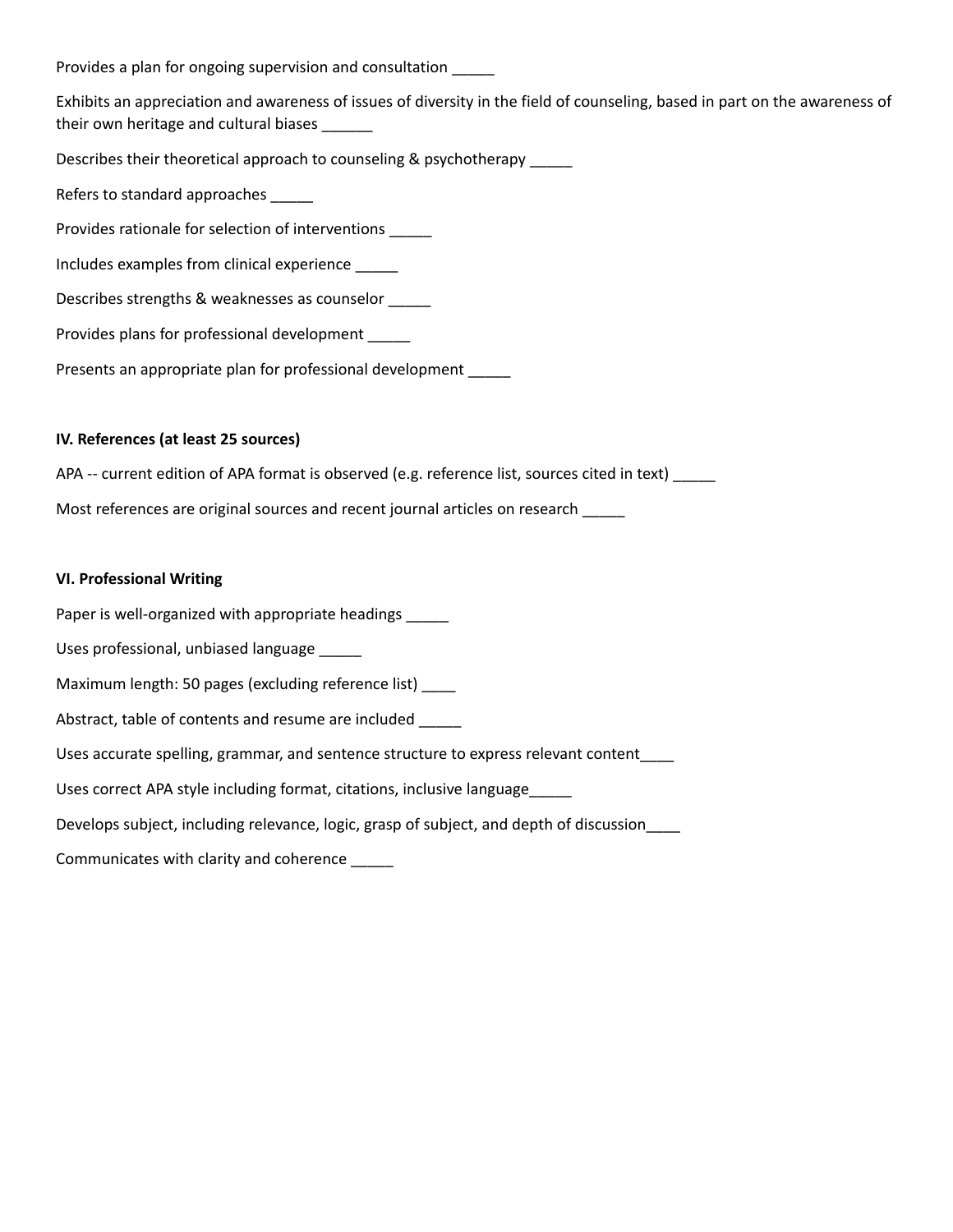Provides a plan for ongoing supervision and consultation _____

Exhibits an appreciation and awareness of issues of diversity in the field of counseling, based in part on the awareness of their own heritage and cultural biases ______

Describes their theoretical approach to counseling & psychotherapy _____

Refers to standard approaches _____

Provides rationale for selection of interventions _____

Includes examples from clinical experience _____

Describes strengths & weaknesses as counselor _____

Provides plans for professional development _____

Presents an appropriate plan for professional development _____

**IV. References (at least 25 sources)**

APA -- current edition of APA format is observed (e.g. reference list, sources cited in text) _____

Most references are original sources and recent journal articles on research _____

**VI. Professional Writing**

Paper is well-organized with appropriate headings _____

Uses professional, unbiased language _____

Maximum length: 50 pages (excluding reference list) ____

Abstract, table of contents and resume are included _____

Uses accurate spelling, grammar, and sentence structure to express relevant content____

Uses correct APA style including format, citations, inclusive language_____

Develops subject, including relevance, logic, grasp of subject, and depth of discussion____

Communicates with clarity and coherence _____